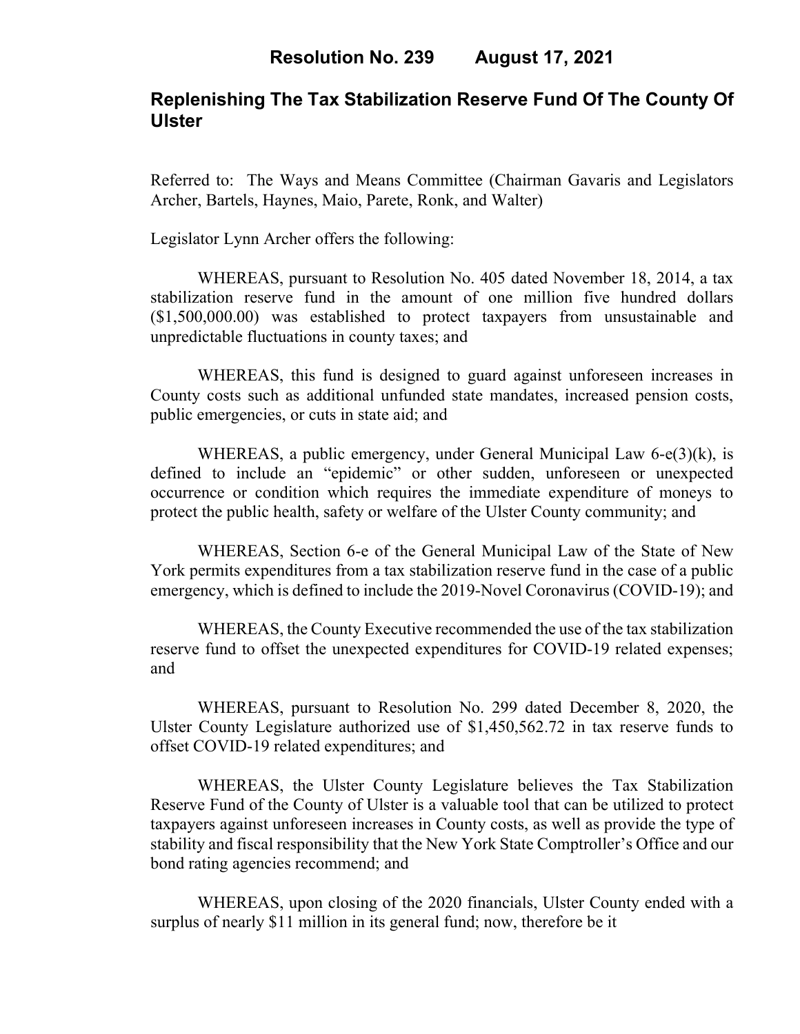# Resolution No. 239 August 17, 2021

## Replenishing The Tax Stabilization Reserve Fund Of The County Of Ulster

Referred to: The Ways and Means Committee (Chairman Gavaris and Legislators Archer, Bartels, Haynes, Maio, Parete, Ronk, and Walter)

Legislator Lynn Archer offers the following:

WHEREAS, pursuant to Resolution No. 405 dated November 18, 2014, a tax stabilization reserve fund in the amount of one million five hundred dollars ($1,500,000.00) was established to protect taxpayers from unsustainable and unpredictable fluctuations in county taxes; and

WHEREAS, this fund is designed to guard against unforeseen increases in County costs such as additional unfunded state mandates, increased pension costs, public emergencies, or cuts in state aid; and

WHEREAS, a public emergency, under General Municipal Law 6-e(3)(k), is defined to include an "epidemic" or other sudden, unforeseen or unexpected occurrence or condition which requires the immediate expenditure of moneys to protect the public health, safety or welfare of the Ulster County community; and

WHEREAS, Section 6-e of the General Municipal Law of the State of New York permits expenditures from a tax stabilization reserve fund in the case of a public emergency, which is defined to include the 2019-Novel Coronavirus (COVID-19); and

WHEREAS, the County Executive recommended the use of the tax stabilization reserve fund to offset the unexpected expenditures for COVID-19 related expenses; and

WHEREAS, pursuant to Resolution No. 299 dated December 8, 2020, the Ulster County Legislature authorized use of $1,450,562.72 in tax reserve funds to offset COVID-19 related expenditures; and

WHEREAS, the Ulster County Legislature believes the Tax Stabilization Reserve Fund of the County of Ulster is a valuable tool that can be utilized to protect taxpayers against unforeseen increases in County costs, as well as provide the type of stability and fiscal responsibility that the New York State Comptroller's Office and our bond rating agencies recommend; and

WHEREAS, upon closing of the 2020 financials, Ulster County ended with a surplus of nearly $11 million in its general fund; now, therefore be it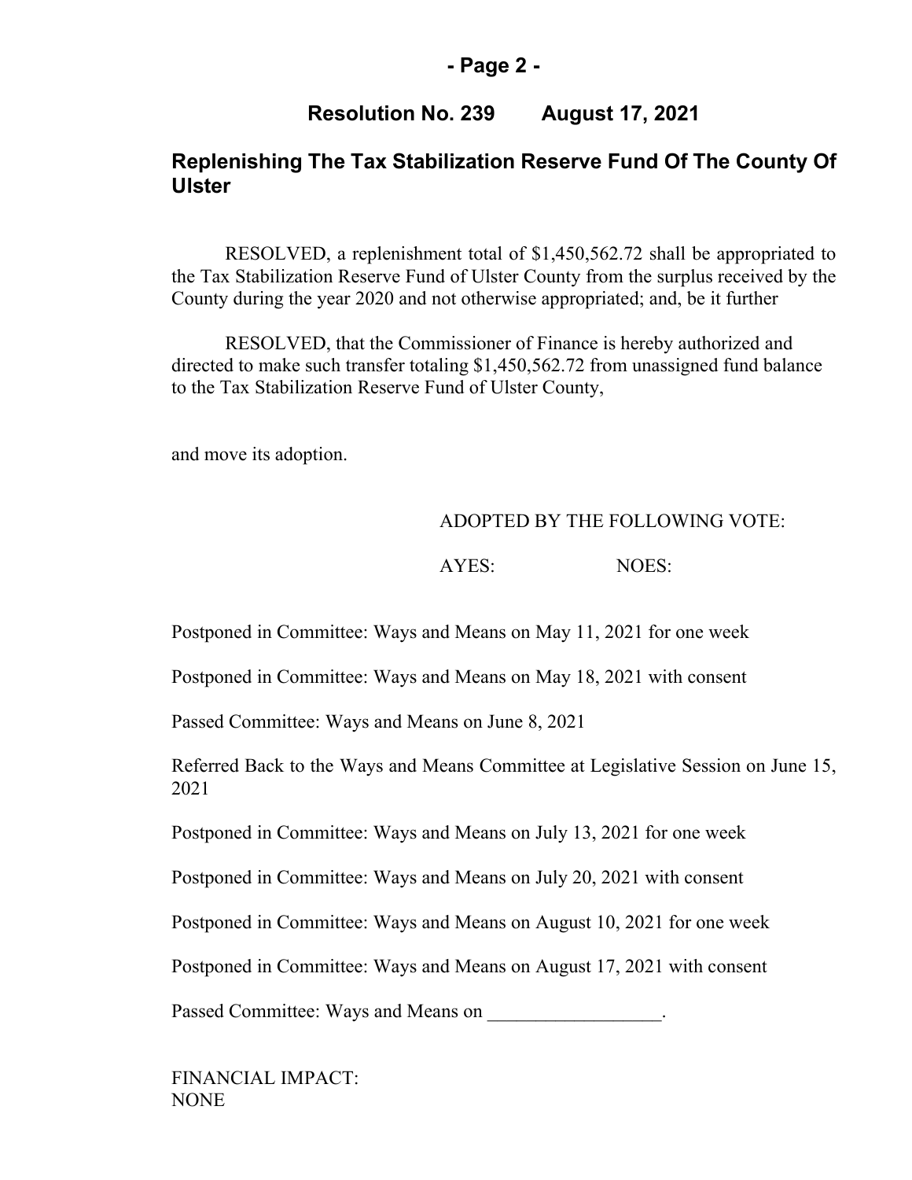## Resolution No. 239 August 17, 2021

## Replenishing The Tax Stabilization Reserve Fund Of The County Of Ulster

RESOLVED, a replenishment total of $1,450,562.72 shall be appropriated to the Tax Stabilization Reserve Fund of Ulster County from the surplus received by the County during the year 2020 and not otherwise appropriated; and, be it further

RESOLVED, that the Commissioner of Finance is hereby authorized and directed to make such transfer totaling $1,450,562.72 from unassigned fund balance to the Tax Stabilization Reserve Fund of Ulster County,

and move its adoption.

ADOPTED BY THE FOLLOWING VOTE:

AYES: NOES:

Postponed in Committee: Ways and Means on May 11, 2021 for one week

Postponed in Committee: Ways and Means on May 18, 2021 with consent

Passed Committee: Ways and Means on June 8, 2021

Referred Back to the Ways and Means Committee at Legislative Session on June 15, 2021

Postponed in Committee: Ways and Means on July 13, 2021 for one week

Postponed in Committee: Ways and Means on July 20, 2021 with consent

Postponed in Committee: Ways and Means on August 10, 2021 for one week

Postponed in Committee: Ways and Means on August 17, 2021 with consent

Passed Committee: Ways and Means on ___________________.

FINANCIAL IMPACT:
NONE